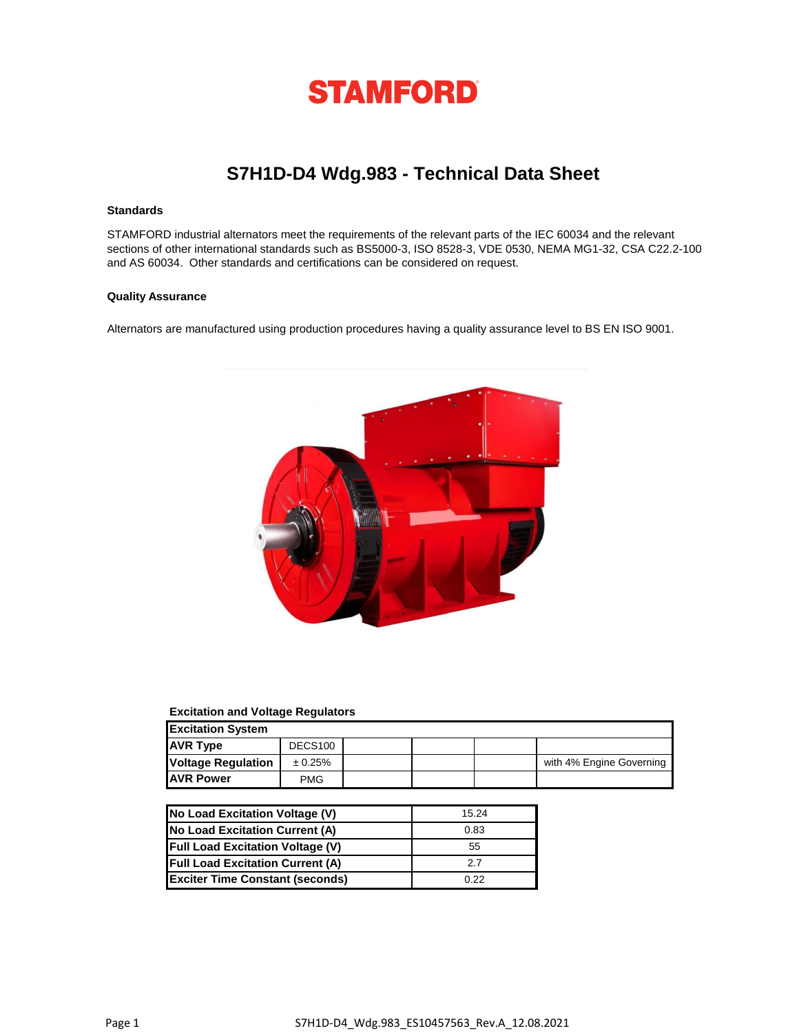# STAMFORD

## S7H1D-D4 Wdg.983 - Technical Data Sheet

### Standards

STAMFORD industrial alternators meet the requirements of the relevant parts of the IEC 60034 and the relevant sections of other international standards such as BS5000-3, ISO 8528-3, VDE 0530, NEMA MG1-32, CSA C22.2-100 and AS 60034. Other standards and certifications can be considered on request.

### Quality Assurance

Alternators are manufactured using production procedures having a quality assurance level to BS EN ISO 9001.

### Excitation and Voltage Regulators

| Excitation System | | | | | |
|---|---|---|---|---|---|
| AVR Type | DECS100 | | | | |
| Voltage Regulation | ± 0.25% | | | | with 4% Engine Governing |
| AVR Power | PMG | | | | |

| | |
|---|---|
| No Load Excitation Voltage (V) | 15.24 |
| No Load Excitation Current (A) | 0.83 |
| Full Load Excitation Voltage (V) | 55 |
| Full Load Excitation Current (A) | 2.7 |
| Exciter Time Constant (seconds) | 0.22 |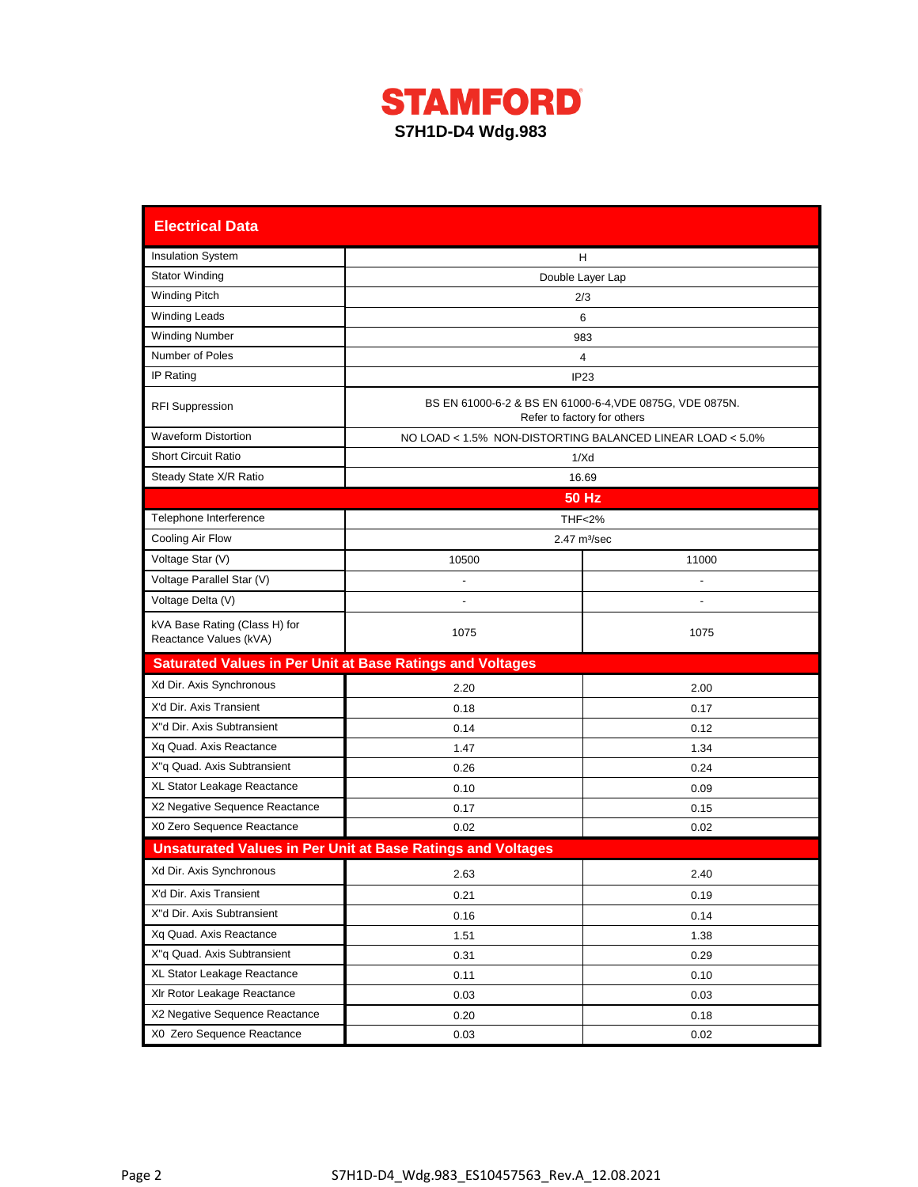# STAMFORD

## S7H1D-D4 Wdg.983

## Electrical Data

| | | |
|---|---|---|
| Insulation System | H | |
| Stator Winding | Double Layer Lap | |
| Winding Pitch | 2/3 | |
| Winding Leads | 6 | |
| Winding Number | 983 | |
| Number of Poles | 4 | |
| IP Rating | IP23 | |
| RFI Suppression | BS EN 61000-6-2 & BS EN 61000-6-4,VDE 0875G, VDE 0875N. Refer to factory for others | |
| Waveform Distortion | NO LOAD < 1.5% NON-DISTORTING BALANCED LINEAR LOAD < 5.0% | |
| Short Circuit Ratio | 1/Xd | |
| Steady State X/R Ratio | 16.69 | |
| | **50 Hz** | |
| Telephone Interference | THF<2% | |
| Cooling Air Flow | 2.47 m³/sec | |
| Voltage Star (V) | 10500 | 11000 |
| Voltage Parallel Star (V) | - | - |
| Voltage Delta (V) | - | - |
| kVA Base Rating (Class H) for Reactance Values (kVA) | 1075 | 1075 |
| **Saturated Values in Per Unit at Base Ratings and Voltages** | | |
| Xd Dir. Axis Synchronous | 2.20 | 2.00 |
| X'd Dir. Axis Transient | 0.18 | 0.17 |
| X''d Dir. Axis Subtransient | 0.14 | 0.12 |
| Xq Quad. Axis Reactance | 1.47 | 1.34 |
| X''q Quad. Axis Subtransient | 0.26 | 0.24 |
| XL Stator Leakage Reactance | 0.10 | 0.09 |
| X2 Negative Sequence Reactance | 0.17 | 0.15 |
| X0 Zero Sequence Reactance | 0.02 | 0.02 |
| **Unsaturated Values in Per Unit at Base Ratings and Voltages** | | |
| Xd Dir. Axis Synchronous | 2.63 | 2.40 |
| X'd Dir. Axis Transient | 0.21 | 0.19 |
| X''d Dir. Axis Subtransient | 0.16 | 0.14 |
| Xq Quad. Axis Reactance | 1.51 | 1.38 |
| X''q Quad. Axis Subtransient | 0.31 | 0.29 |
| XL Stator Leakage Reactance | 0.11 | 0.10 |
| Xlr Rotor Leakage Reactance | 0.03 | 0.03 |
| X2 Negative Sequence Reactance | 0.20 | 0.18 |
| X0 Zero Sequence Reactance | 0.03 | 0.02 |

S7H1D-D4_Wdg.983_ES10457563_Rev.A_12.08.2021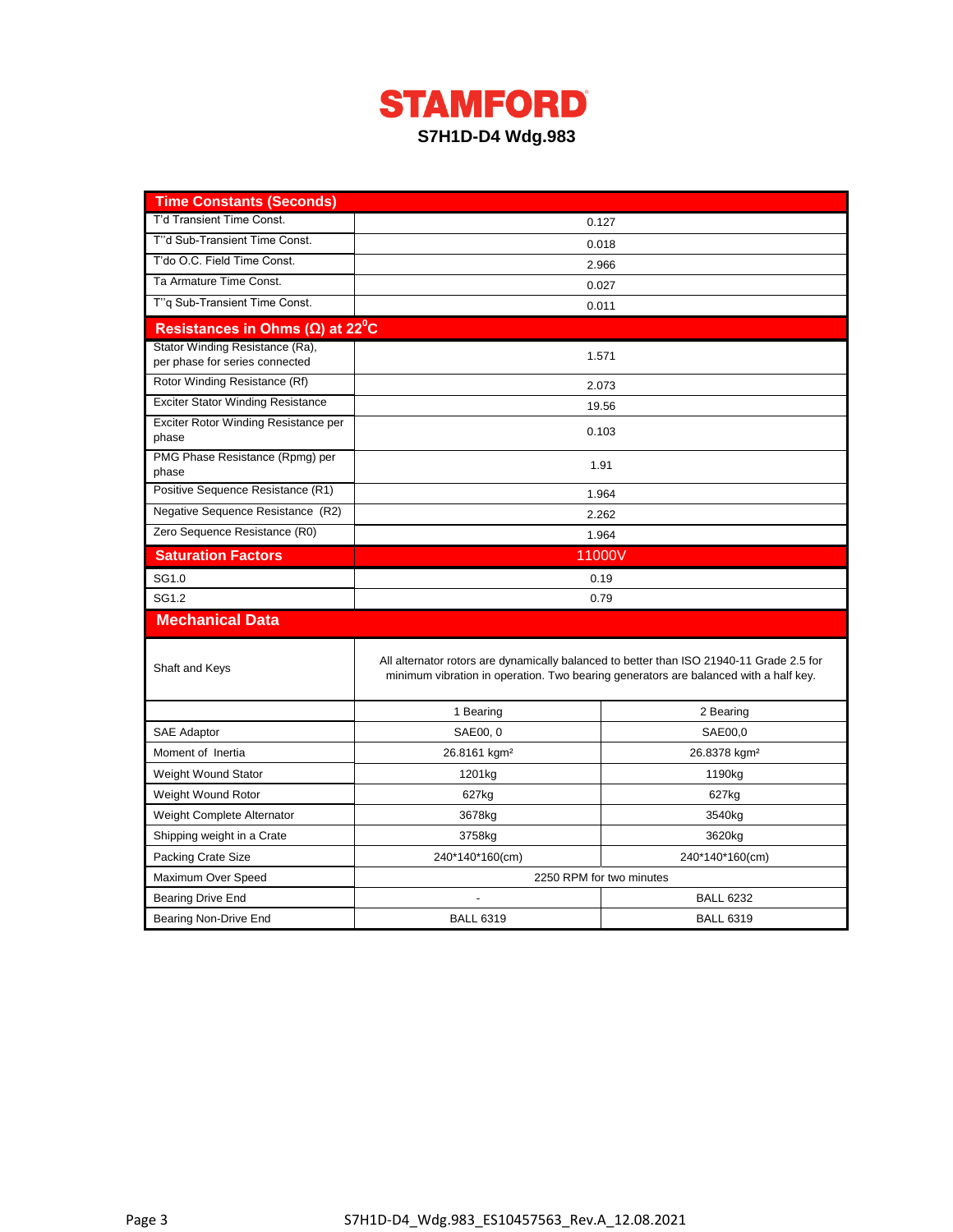# STAMFORD

**S7H1D-D4 Wdg.983**

| Time Constants (Seconds) | | |
|---|---|---|
| T'd Transient Time Const. | 0.127 | |
| T''d Sub-Transient Time Const. | 0.018 | |
| T'do O.C. Field Time Const. | 2.966 | |
| Ta Armature Time Const. | 0.027 | |
| T''q Sub-Transient Time Const. | 0.011 | |
| **Resistances in Ohms (Ω) at 22$^0$C** | | |
| Stator Winding Resistance (Ra), per phase for series connected | 1.571 | |
| Rotor Winding Resistance (Rf) | 2.073 | |
| Exciter Stator Winding Resistance | 19.56 | |
| Exciter Rotor Winding Resistance per phase | 0.103 | |
| PMG Phase Resistance (Rpmg) per phase | 1.91 | |
| Positive Sequence Resistance (R1) | 1.964 | |
| Negative Sequence Resistance (R2) | 2.262 | |
| Zero Sequence Resistance (R0) | 1.964 | |
| **Saturation Factors** | 11000V | |
| SG1.0 | 0.19 | |
| SG1.2 | 0.79 | |
| **Mechanical Data** | | |
| Shaft and Keys | All alternator rotors are dynamically balanced to better than ISO 21940-11 Grade 2.5 for minimum vibration in operation. Two bearing generators are balanced with a half key. | |
| | 1 Bearing | 2 Bearing |
| SAE Adaptor | SAE00, 0 | SAE00,0 |
| Moment of Inertia | 26.8161 kgm² | 26.8378 kgm² |
| Weight Wound Stator | 1201kg | 1190kg |
| Weight Wound Rotor | 627kg | 627kg |
| Weight Complete Alternator | 3678kg | 3540kg |
| Shipping weight in a Crate | 3758kg | 3620kg |
| Packing Crate Size | 240*140*160(cm) | 240*140*160(cm) |
| Maximum Over Speed | 2250 RPM for two minutes | |
| Bearing Drive End | - | BALL 6232 |
| Bearing Non-Drive End | BALL 6319 | BALL 6319 |

S7H1D-D4_Wdg.983_ES10457563_Rev.A_12.08.2021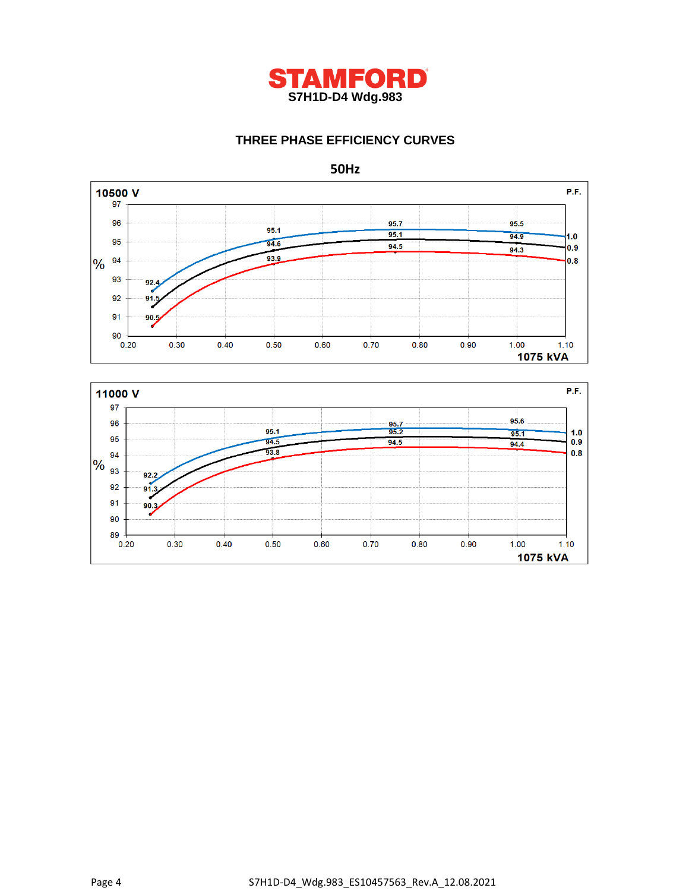# STAMFORD

**S7H1D-D4 Wdg.983**

## THREE PHASE EFFICIENCY CURVES

**50Hz**

**10500 V**

| P.F. | 0.25 | 0.50 | 0.75 | 1.00 |
|---|---|---|---|---|
| 1.0 | 92.4 | 95.1 | 95.7 | 95.5 |
| 0.9 | 91.5 | 94.6 | 95.1 | 94.9 |
| 0.8 | 90.5 | 93.9 | 94.5 | 94.3 |

% vs 1075 kVA

**11000 V**

| P.F. | 0.25 | 0.50 | 0.75 | 1.00 |
|---|---|---|---|---|
| 1.0 | 92.2 | 95.1 | 95.7 | 95.6 |
| 0.9 | 91.3 | 94.5 | 95.2 | 95.1 |
| 0.8 | 90.3 | 93.8 | 94.5 | 94.4 |

% vs 1075 kVA

S7H1D-D4_Wdg.983_ES10457563_Rev.A_12.08.2021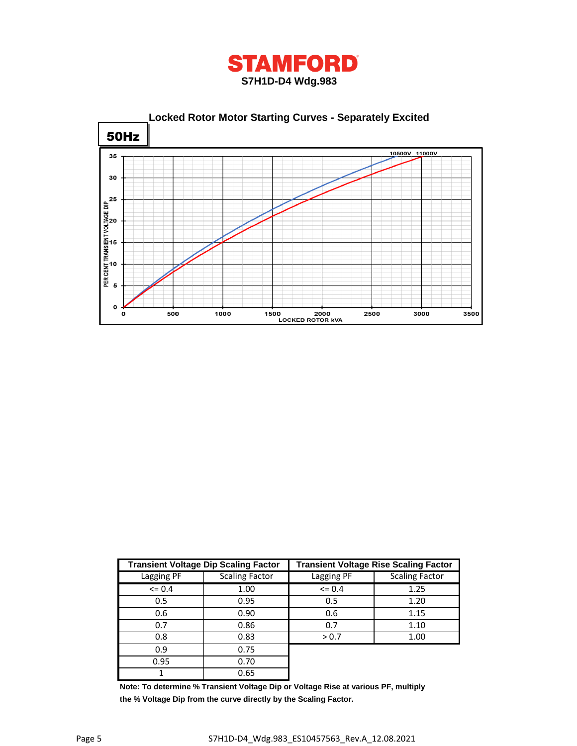# STAMFORD

**S7H1D-D4 Wdg.983**

## Locked Rotor Motor Starting Curves - Separately Excited

**50Hz**

| Transient Voltage Dip Scaling Factor | | Transient Voltage Rise Scaling Factor | |
|---|---|---|---|
| Lagging PF | Scaling Factor | Lagging PF | Scaling Factor |
| <= 0.4 | 1.00 | <= 0.4 | 1.25 |
| 0.5 | 0.95 | 0.5 | 1.20 |
| 0.6 | 0.90 | 0.6 | 1.15 |
| 0.7 | 0.86 | 0.7 | 1.10 |
| 0.8 | 0.83 | > 0.7 | 1.00 |
| 0.9 | 0.75 | | |
| 0.95 | 0.70 | | |
| 1 | 0.65 | | |

**Note: To determine % Transient Voltage Dip or Voltage Rise at various PF, multiply the % Voltage Dip from the curve directly by the Scaling Factor.**

S7H1D-D4_Wdg.983_ES10457563_Rev.A_12.08.2021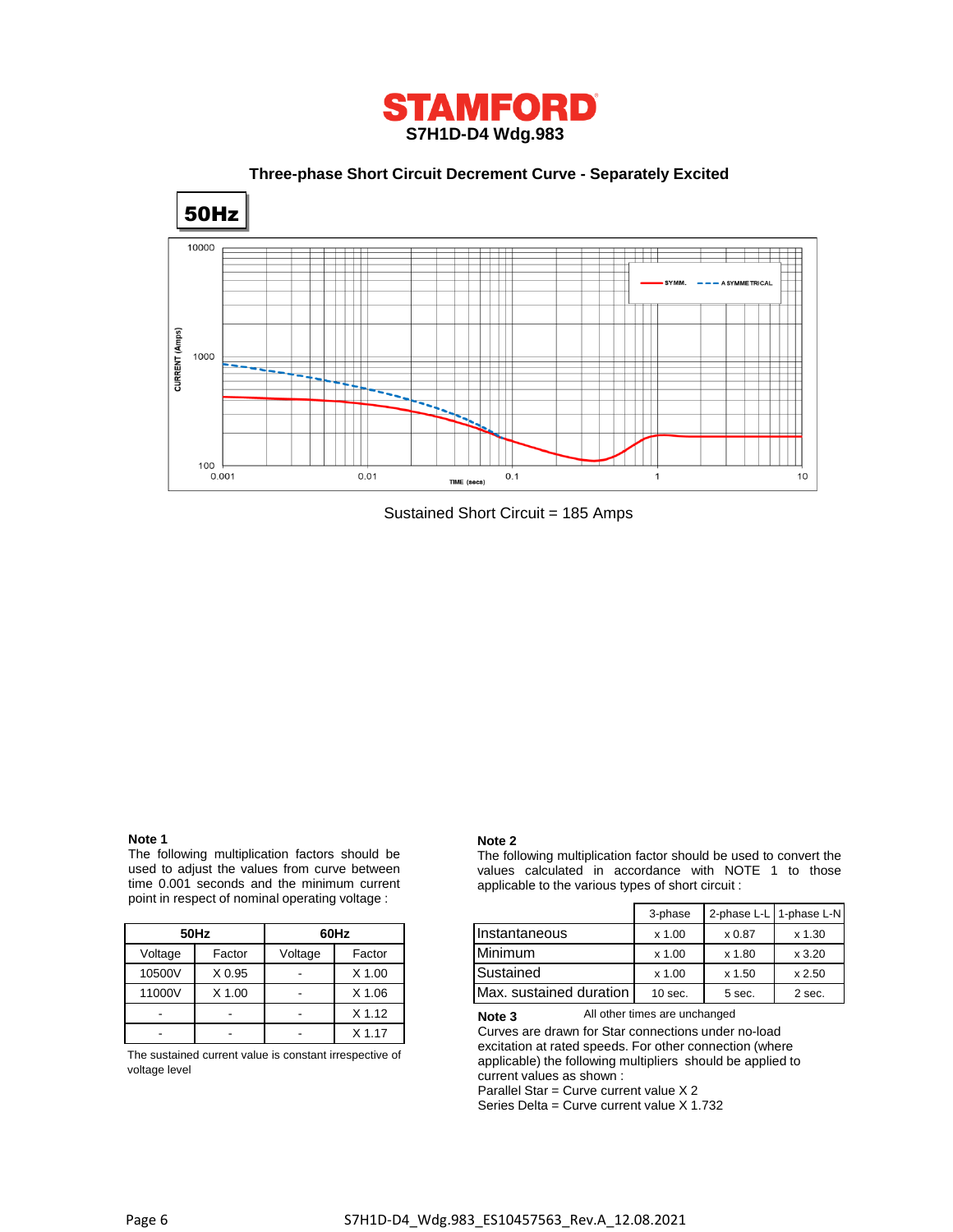# STAMFORD

**S7H1D-D4 Wdg.983**

## Three-phase Short Circuit Decrement Curve - Separately Excited

**50Hz**

Sustained Short Circuit = 185 Amps

**Note 1**

The following multiplication factors should be used to adjust the values from curve between time 0.001 seconds and the minimum current point in respect of nominal operating voltage :

| 50Hz | | 60Hz | |
|---|---|---|---|
| Voltage | Factor | Voltage | Factor |
| 10500V | X 0.95 | - | X 1.00 |
| 11000V | X 1.00 | - | X 1.06 |
| - | - | - | X 1.12 |
| - | - | - | X 1.17 |

The sustained current value is constant irrespective of voltage level

**Note 2**

The following multiplication factor should be used to convert the values calculated in accordance with NOTE 1 to those applicable to the various types of short circuit :

| | 3-phase | 2-phase L-L | 1-phase L-N |
|---|---|---|---|
| Instantaneous | x 1.00 | x 0.87 | x 1.30 |
| Minimum | x 1.00 | x 1.80 | x 3.20 |
| Sustained | x 1.00 | x 1.50 | x 2.50 |
| Max. sustained duration | 10 sec. | 5 sec. | 2 sec. |

All other times are unchanged

**Note 3**

Curves are drawn for Star connections under no-load excitation at rated speeds. For other connection (where applicable) the following multipliers should be applied to current values as shown :

Parallel Star = Curve current value X 2

Series Delta = Curve current value X 1.732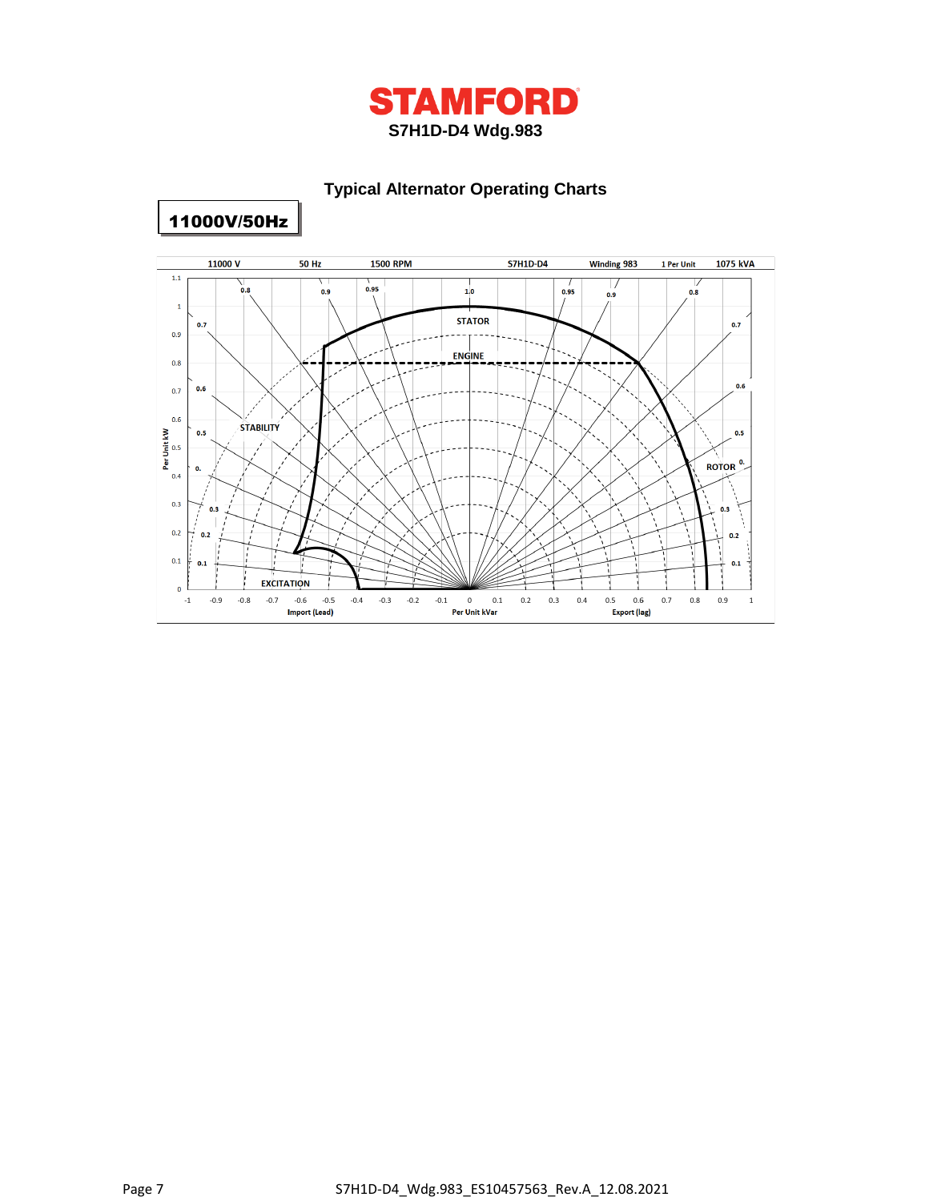# STAMFORD

**S7H1D-D4 Wdg.983**

## Typical Alternator Operating Charts

**11000V/50Hz**

11000 V | 50 Hz | 1500 RPM | S7H1D-D4 | Winding 983 | 1 Per Unit | 1075 kVA

STATOR

ENGINE

STABILITY

ROTOR

EXCITATION

Per Unit kW

Import (Lead) | Per Unit kVar | Export (lag)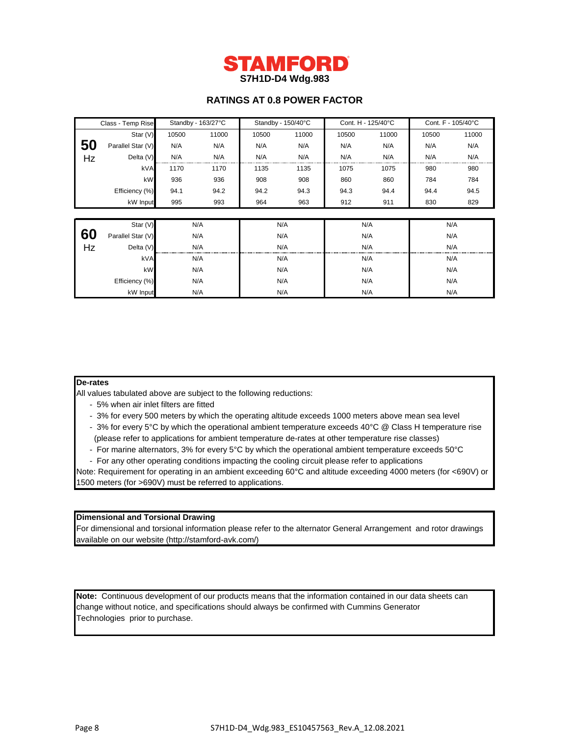# STAMFORD

**S7H1D-D4 Wdg.983**

## RATINGS AT 0.8 POWER FACTOR

| | Class - Temp Rise | Standby - 163/27°C | | Standby - 150/40°C | | Cont. H - 125/40°C | | Cont. F - 105/40°C | |
|---|---|---|---|---|---|---|---|---|---|
| **50 Hz** | Star (V) | 10500 | 11000 | 10500 | 11000 | 10500 | 11000 | 10500 | 11000 |
| | Parallel Star (V) | N/A | N/A | N/A | N/A | N/A | N/A | N/A | N/A |
| | Delta (V) | N/A | N/A | N/A | N/A | N/A | N/A | N/A | N/A |
| | kVA | 1170 | 1170 | 1135 | 1135 | 1075 | 1075 | 980 | 980 |
| | kW | 936 | 936 | 908 | 908 | 860 | 860 | 784 | 784 |
| | Efficiency (%) | 94.1 | 94.2 | 94.2 | 94.3 | 94.3 | 94.4 | 94.4 | 94.5 |
| | kW Input | 995 | 993 | 964 | 963 | 912 | 911 | 830 | 829 |

| | | Standby - 163/27°C | Standby - 150/40°C | Cont. H - 125/40°C | Cont. F - 105/40°C |
|---|---|---|---|---|---|
| **60 Hz** | Star (V) | N/A | N/A | N/A | N/A |
| | Parallel Star (V) | N/A | N/A | N/A | N/A |
| | Delta (V) | N/A | N/A | N/A | N/A |
| | kVA | N/A | N/A | N/A | N/A |
| | kW | N/A | N/A | N/A | N/A |
| | Efficiency (%) | N/A | N/A | N/A | N/A |
| | kW Input | N/A | N/A | N/A | N/A |

**De-rates**

All values tabulated above are subject to the following reductions:

- 5% when air inlet filters are fitted
- 3% for every 500 meters by which the operating altitude exceeds 1000 meters above mean sea level
- 3% for every 5°C by which the operational ambient temperature exceeds 40°C @ Class H temperature rise (please refer to applications for ambient temperature de-rates at other temperature rise classes)
- For marine alternators, 3% for every 5°C by which the operational ambient temperature exceeds 50°C
- For any other operating conditions impacting the cooling circuit please refer to applications

Note: Requirement for operating in an ambient exceeding 60°C and altitude exceeding 4000 meters (for <690V) or 1500 meters (for >690V) must be referred to applications.

**Dimensional and Torsional Drawing**

For dimensional and torsional information please refer to the alternator General Arrangement and rotor drawings available on our website (http://stamford-avk.com/)

**Note:** Continuous development of our products means that the information contained in our data sheets can change without notice, and specifications should always be confirmed with Cummins Generator Technologies prior to purchase.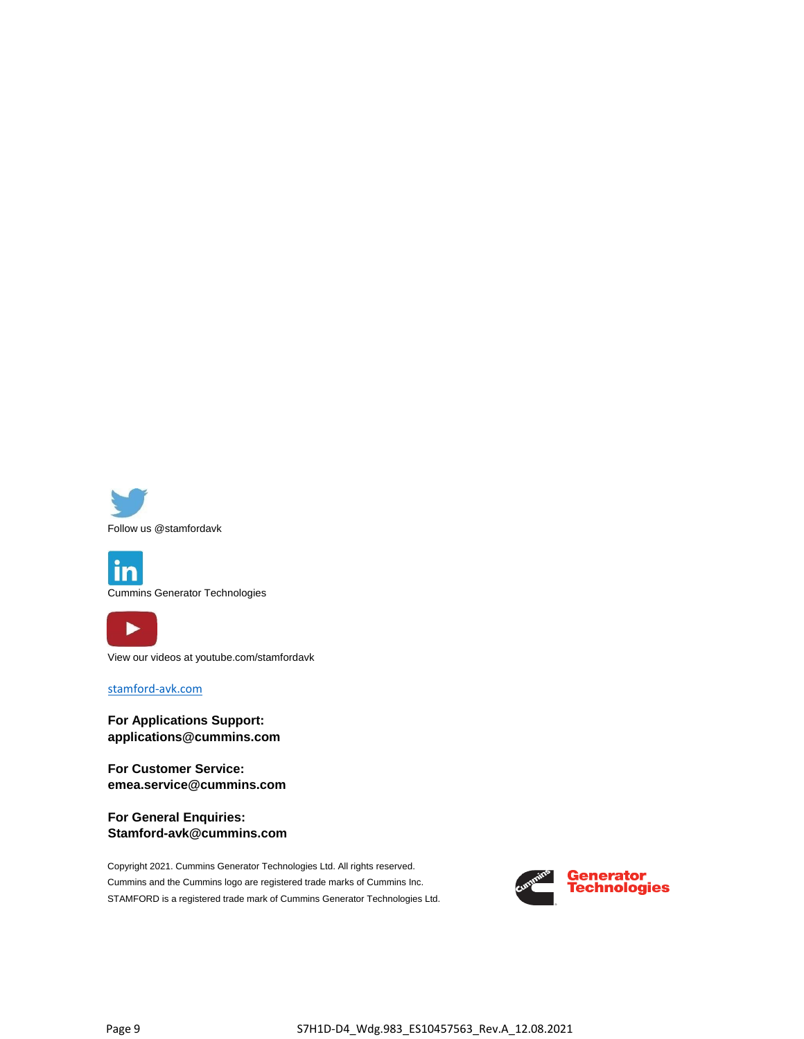Follow us @stamfordavk

Cummins Generator Technologies

View our videos at youtube.com/stamfordavk

stamford-avk.com

**For Applications Support:**
**applications@cummins.com**

**For Customer Service:**
**emea.service@cummins.com**

**For General Enquiries:**
**Stamford-avk@cummins.com**

Copyright 2021. Cummins Generator Technologies Ltd. All rights reserved.
Cummins and the Cummins logo are registered trade marks of Cummins Inc.
STAMFORD is a registered trade mark of Cummins Generator Technologies Ltd.

Generator Technologies